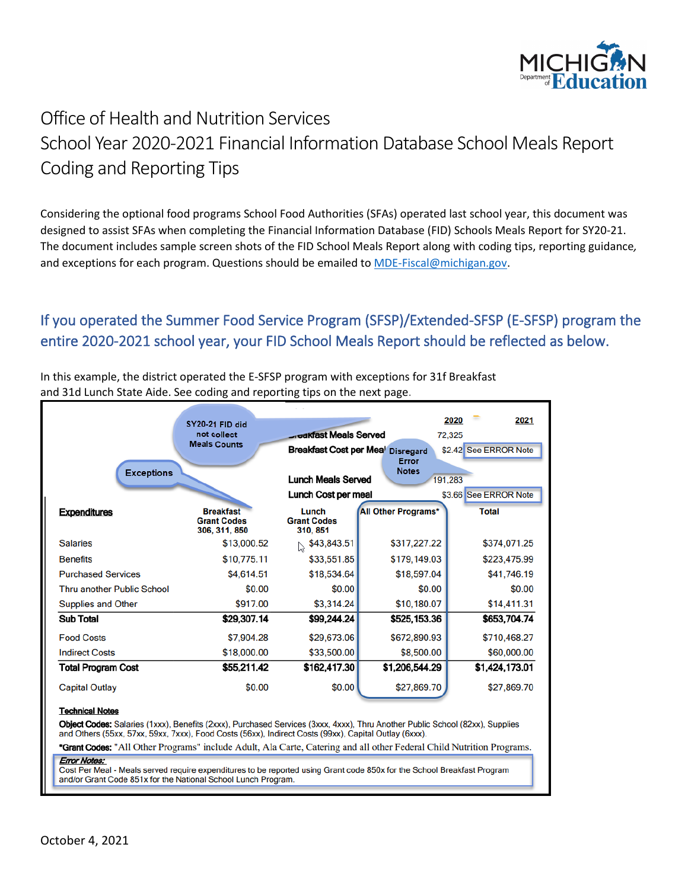# Office of Health and Nutrition Services

# School Year 2020-2021 Financial Information Database School Meals Report Coding and Reporting Tips

Considering the optional food programs School Food Authorities (SFAs) operated last school year, this document was designed to assist SFAs when completing the Financial Information Database (FID) Schools Meals Report for SY20-21. The document includes sample screen shots of the FID School Meals Report along with coding tips, reporting guidance, and exceptions for each program. Questions should be emailed to MDE-Fiscal@michigan.gov.

## If you operated the Summer Food Service Program (SFSP)/Extended-SFSP (E-SFSP) program the entire 2020-2021 school year, your FID School Meals Report should be reflected as below.

In this example, the district operated the E-SFSP program with exceptions for 31f Breakfast and 31d Lunch State Aide. See coding and reporting tips on the next page.

Callouts: "SY20-21 FID did not collect Meals Counts"; "Exceptions"; "Disregard Error Notes"

| | | | 2020 | 2021 |
|---|---|---|---|---|
| Breakfast Meals Served | | | 72,325 | |
| Breakfast Cost per Meal | | | $2.42 | See ERROR Note |
| Lunch Meals Served | | | 191,283 | |
| Lunch Cost per meal | | | $3.66 | See ERROR Note |

| Expenditures | Breakfast Grant Codes 306, 311, 850 | Lunch Grant Codes 310, 851 | All Other Programs* | Total |
|---|---|---|---|---|
| Salaries | $13,000.52 | $43,843.51 | $317,227.22 | $374,071.25 |
| Benefits | $10,775.11 | $33,551.85 | $179,149.03 | $223,475.99 |
| Purchased Services | $4,614.51 | $18,534.64 | $18,597.04 | $41,746.19 |
| Thru another Public School | $0.00 | $0.00 | $0.00 | $0.00 |
| Supplies and Other | $917.00 | $3,314.24 | $10,180.07 | $14,411.31 |
| **Sub Total** | **$29,307.14** | **$99,244.24** | **$525,153.36** | **$653,704.74** |
| Food Costs | $7,904.28 | $29,673.06 | $672,890.93 | $710,468.27 |
| Indirect Costs | $18,000.00 | $33,500.00 | $8,500.00 | $60,000.00 |
| **Total Program Cost** | **$55,211.42** | **$162,417.30** | **$1,206,544.29** | **$1,424,173.01** |
| Capital Outlay | $0.00 | $0.00 | $27,869.70 | $27,869.70 |

**Technical Notes**

**Object Codes:** Salaries (1xxx), Benefits (2xxx), Purchased Services (3xxx, 4xxx), Thru Another Public School (82xx), Supplies and Others (55xx, 57xx, 59xx, 7xxx), Food Costs (56xx), Indirect Costs (99xx), Capital Outlay (6xxx).

***Grant Codes:** "All Other Programs" include Adult, Ala Carte, Catering and all other Federal Child Nutrition Programs.

***Error Notes:***
Cost Per Meal - Meals served require expenditures to be reported using Grant code 850x for the School Breakfast Program and/or Grant Code 851x for the National School Lunch Program.

October 4, 2021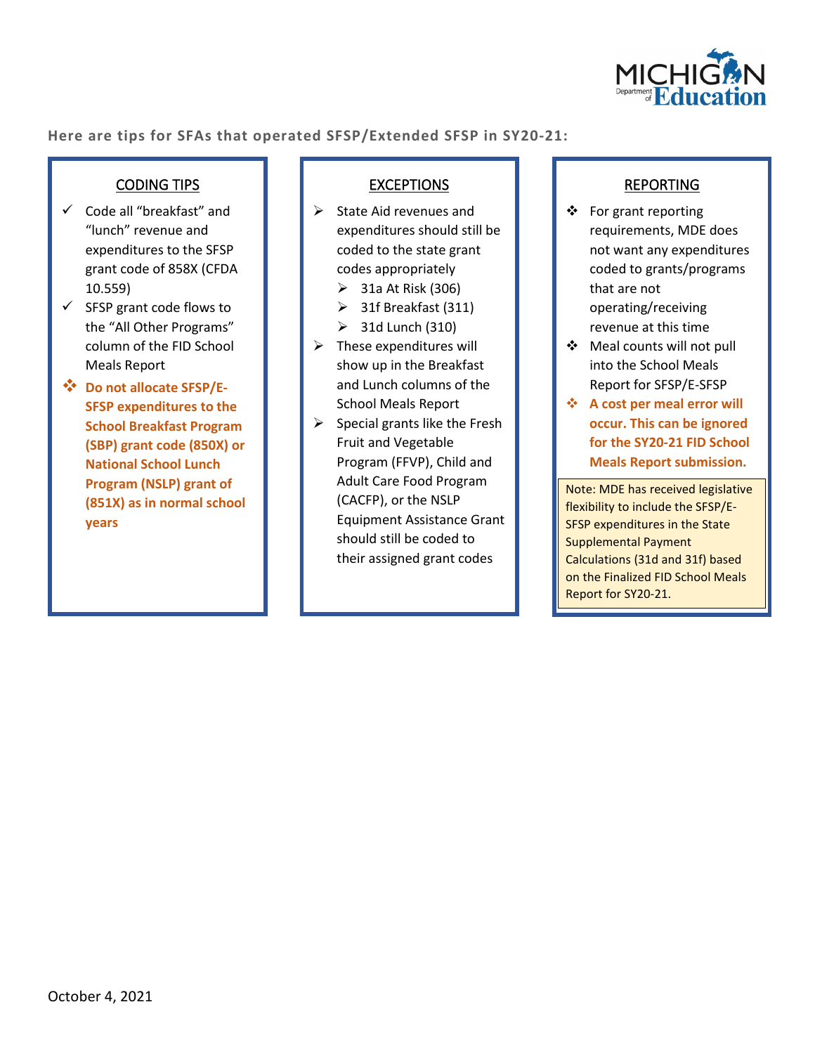**Here are tips for SFAs that operated SFSP/Extended SFSP in SY20-21:**

## CODING TIPS

- ✓ Code all "breakfast" and "lunch" revenue and expenditures to the SFSP grant code of 858X (CFDA 10.559)
- ✓ SFSP grant code flows to the "All Other Programs" column of the FID School Meals Report
- ❖ **Do not allocate SFSP/E-SFSP expenditures to the School Breakfast Program (SBP) grant code (850X) or National School Lunch Program (NSLP) grant of (851X) as in normal school years**

## EXCEPTIONS

- ➢ State Aid revenues and expenditures should still be coded to the state grant codes appropriately
  - ➢ 31a At Risk (306)
  - ➢ 31f Breakfast (311)
  - ➢ 31d Lunch (310)
- ➢ These expenditures will show up in the Breakfast and Lunch columns of the School Meals Report
- ➢ Special grants like the Fresh Fruit and Vegetable Program (FFVP), Child and Adult Care Food Program (CACFP), or the NSLP Equipment Assistance Grant should still be coded to their assigned grant codes

## REPORTING

- ❖ For grant reporting requirements, MDE does not want any expenditures coded to grants/programs that are not operating/receiving revenue at this time
- ❖ Meal counts will not pull into the School Meals Report for SFSP/E-SFSP
- ❖ **A cost per meal error will occur. This can be ignored for the SY20-21 FID School Meals Report submission.**

Note: MDE has received legislative flexibility to include the SFSP/E-SFSP expenditures in the State Supplemental Payment Calculations (31d and 31f) based on the Finalized FID School Meals Report for SY20-21.

October 4, 2021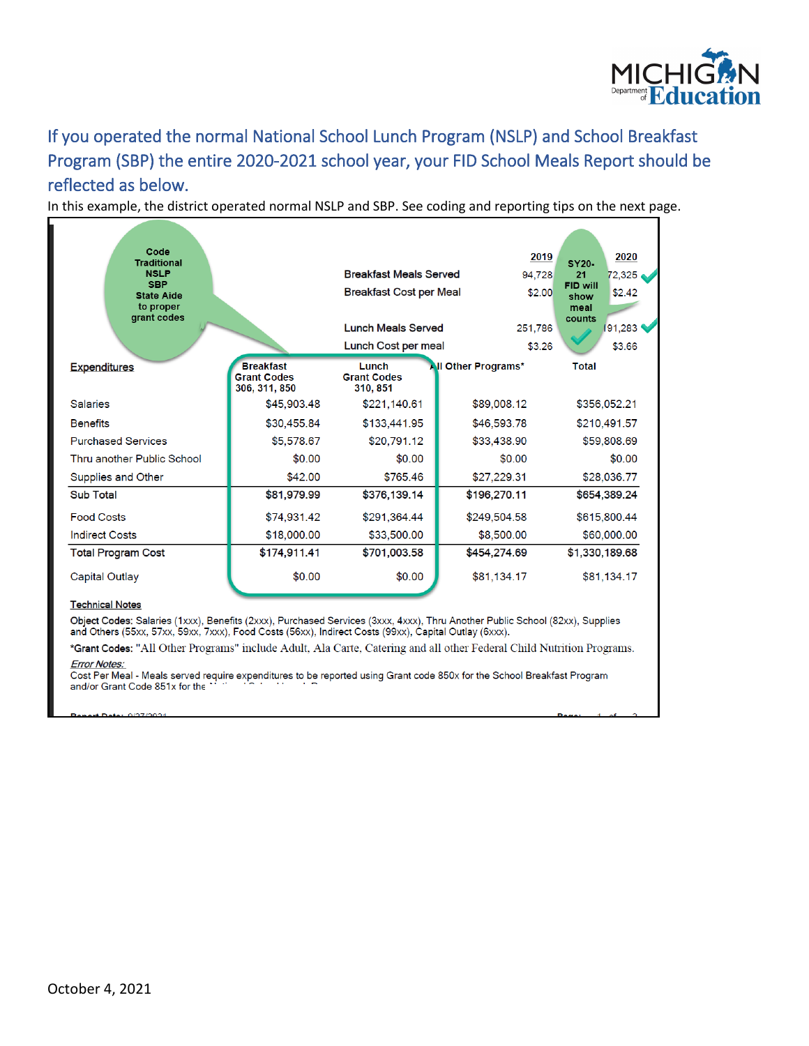## If you operated the normal National School Lunch Program (NSLP) and School Breakfast Program (SBP) the entire 2020-2021 school year, your FID School Meals Report should be reflected as below.

In this example, the district operated normal NSLP and SBP. See coding and reporting tips on the next page.

Code Traditional NSLP SBP State Aide to proper grant codes

SY20-21 FID will show meal counts

| | 2019 | 2020 |
|---|---|---|
| Breakfast Meals Served | 94,728 | 72,325 |
| Breakfast Cost per Meal | $2.00 | $2.42 |
| Lunch Meals Served | 251,786 | 191,283 |
| Lunch Cost per meal | $3.26 | $3.66 |

| Expenditures | Breakfast Grant Codes 306, 311, 850 | Lunch Grant Codes 310, 851 | All Other Programs* | Total |
|---|---|---|---|---|
| Salaries | $45,903.48 | $221,140.61 | $89,008.12 | $356,052.21 |
| Benefits | $30,455.84 | $133,441.95 | $46,593.78 | $210,491.57 |
| Purchased Services | $5,578.67 | $20,791.12 | $33,438.90 | $59,808.69 |
| Thru another Public School | $0.00 | $0.00 | $0.00 | $0.00 |
| Supplies and Other | $42.00 | $765.46 | $27,229.31 | $28,036.77 |
| **Sub Total** | **$81,979.99** | **$376,139.14** | **$196,270.11** | **$654,389.24** |
| Food Costs | $74,931.42 | $291,364.44 | $249,504.58 | $615,800.44 |
| Indirect Costs | $18,000.00 | $33,500.00 | $8,500.00 | $60,000.00 |
| **Total Program Cost** | **$174,911.41** | **$701,003.58** | **$454,274.69** | **$1,330,189.68** |
| Capital Outlay | $0.00 | $0.00 | $81,134.17 | $81,134.17 |

**Technical Notes**

**Object Codes:** Salaries (1xxx), Benefits (2xxx), Purchased Services (3xxx, 4xxx), Thru Another Public School (82xx), Supplies and Others (55xx, 57xx, 59xx, 7xxx), Food Costs (56xx), Indirect Costs (99xx), Capital Outlay (6xxx).

***Grant Codes:** "All Other Programs" include Adult, Ala Carte, Catering and all other Federal Child Nutrition Programs.

*Error Notes:*

Cost Per Meal - Meals served require expenditures to be reported using Grant code 850x for the School Breakfast Program and/or Grant Code 851x for the National School Lunch Program

October 4, 2021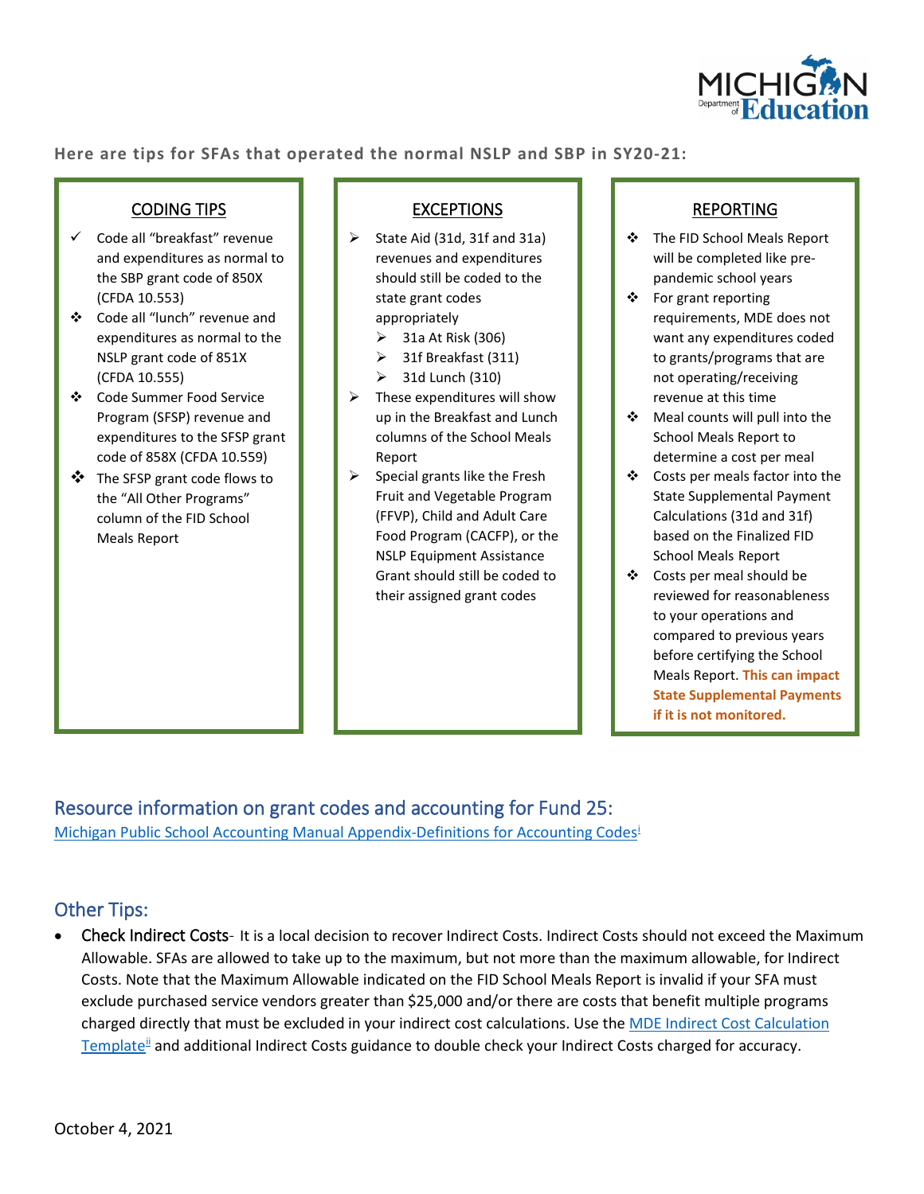**Here are tips for SFAs that operated the normal NSLP and SBP in SY20-21:**

### CODING TIPS

- Code all "breakfast" revenue and expenditures as normal to the SBP grant code of 850X (CFDA 10.553)
- Code all "lunch" revenue and expenditures as normal to the NSLP grant code of 851X (CFDA 10.555)
- Code Summer Food Service Program (SFSP) revenue and expenditures to the SFSP grant code of 858X (CFDA 10.559)
- The SFSP grant code flows to the "All Other Programs" column of the FID School Meals Report

### EXCEPTIONS

- State Aid (31d, 31f and 31a) revenues and expenditures should still be coded to the state grant codes appropriately
  - 31a At Risk (306)
  - 31f Breakfast (311)
  - 31d Lunch (310)
- These expenditures will show up in the Breakfast and Lunch columns of the School Meals Report
- Special grants like the Fresh Fruit and Vegetable Program (FFVP), Child and Adult Care Food Program (CACFP), or the NSLP Equipment Assistance Grant should still be coded to their assigned grant codes

### REPORTING

- The FID School Meals Report will be completed like pre-pandemic school years
- For grant reporting requirements, MDE does not want any expenditures coded to grants/programs that are not operating/receiving revenue at this time
- Meal counts will pull into the School Meals Report to determine a cost per meal
- Costs per meals factor into the State Supplemental Payment Calculations (31d and 31f) based on the Finalized FID School Meals Report
- Costs per meal should be reviewed for reasonableness to your operations and compared to previous years before certifying the School Meals Report. **This can impact State Supplemental Payments if it is not monitored.**

## Resource information on grant codes and accounting for Fund 25:

Michigan Public School Accounting Manual Appendix-Definitions for Accounting Codes[i]

## Other Tips:

- Check Indirect Costs- It is a local decision to recover Indirect Costs. Indirect Costs should not exceed the Maximum Allowable. SFAs are allowed to take up to the maximum, but not more than the maximum allowable, for Indirect Costs. Note that the Maximum Allowable indicated on the FID School Meals Report is invalid if your SFA must exclude purchased service vendors greater than $25,000 and/or there are costs that benefit multiple programs charged directly that must be excluded in your indirect cost calculations. Use the MDE Indirect Cost Calculation Template[ii] and additional Indirect Costs guidance to double check your Indirect Costs charged for accuracy.

October 4, 2021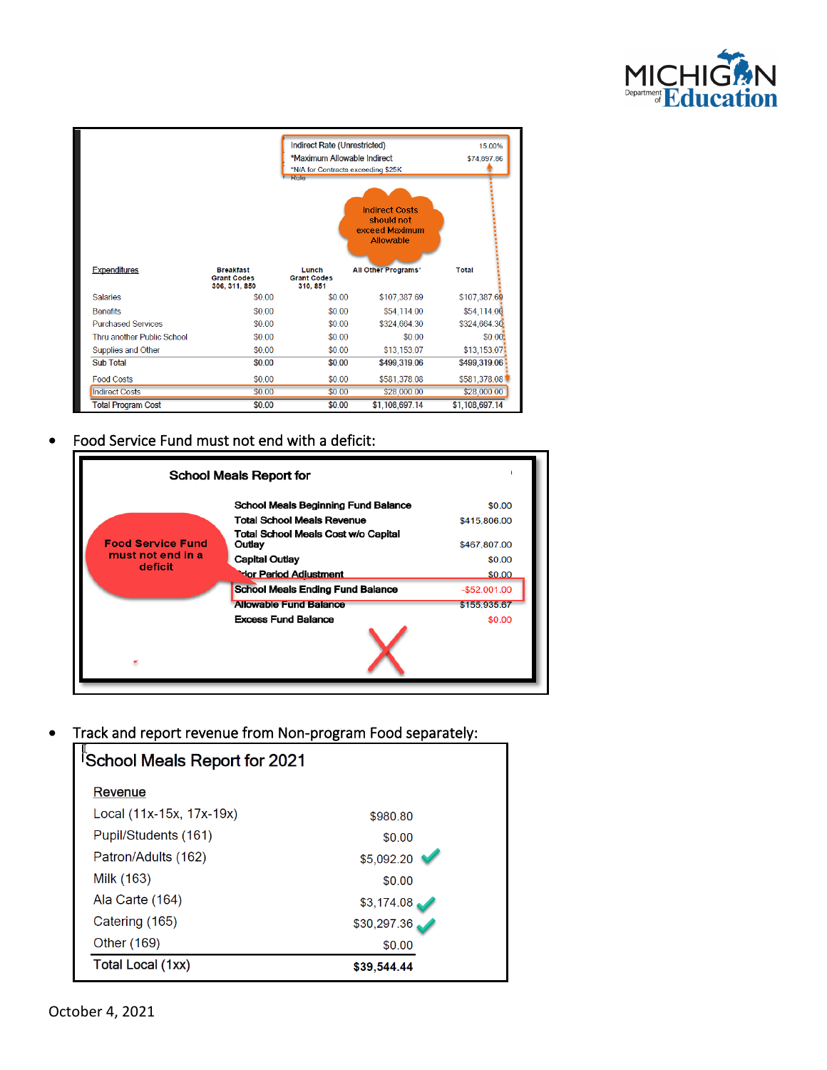| | | | Indirect Rate (Unrestricted) | 15.00% |
|---|---|---|---|---|
| | | | *Maximum Allowable Indirect | $74,897.86 |
| | | | *N/A for Contracts exceeding $25K Rule | |

Indirect Costs should not exceed Maximum Allowable

| Expenditures | Breakfast Grant Codes 306, 311, 850 | Lunch Grant Codes 310, 851 | All Other Programs* | Total |
|---|---|---|---|---|
| Salaries | $0.00 | $0.00 | $107,387.69 | $107,387.69 |
| Benefits | $0.00 | $0.00 | $54,114.00 | $54,114.00 |
| Purchased Services | $0.00 | $0.00 | $324,664.30 | $324,664.30 |
| Thru another Public School | $0.00 | $0.00 | $0.00 | $0.00 |
| Supplies and Other | $0.00 | $0.00 | $13,153.07 | $13,153.07 |
| Sub Total | $0.00 | $0.00 | $499,319.06 | $499,319.06 |
| Food Costs | $0.00 | $0.00 | $581,378.08 | $581,378.08 |
| Indirect Costs | $0.00 | $0.00 | $28,000.00 | $28,000.00 |
| Total Program Cost | $0.00 | $0.00 | $1,108,697.14 | $1,108,697.14 |

- Food Service Fund must not end with a deficit:

**School Meals Report for**

Food Service Fund must not end in a deficit

| | |
|---|---|
| **School Meals Beginning Fund Balance** | $0.00 |
| **Total School Meals Revenue** | $415,806.00 |
| **Total School Meals Cost w/o Capital Outlay** | $467,807.00 |
| **Capital Outlay** | $0.00 |
| **Prior Period Adjustment** | $0.00 |
| **School Meals Ending Fund Balance** | -$52,001.00 |
| **Allowable Fund Balance** | $155,935.67 |
| **Excess Fund Balance** | $0.00 |

- Track and report revenue from Non-program Food separately:

**School Meals Report for 2021**

| Revenue | |
|---|---|
| Local (11x-15x, 17x-19x) | $980.80 |
| Pupil/Students (161) | $0.00 |
| Patron/Adults (162) | $5,092.20 ✓ |
| Milk (163) | $0.00 |
| Ala Carte (164) | $3,174.08 ✓ |
| Catering (165) | $30,297.36 ✓ |
| Other (169) | $0.00 |
| Total Local (1xx) | **$39,544.44** |

October 4, 2021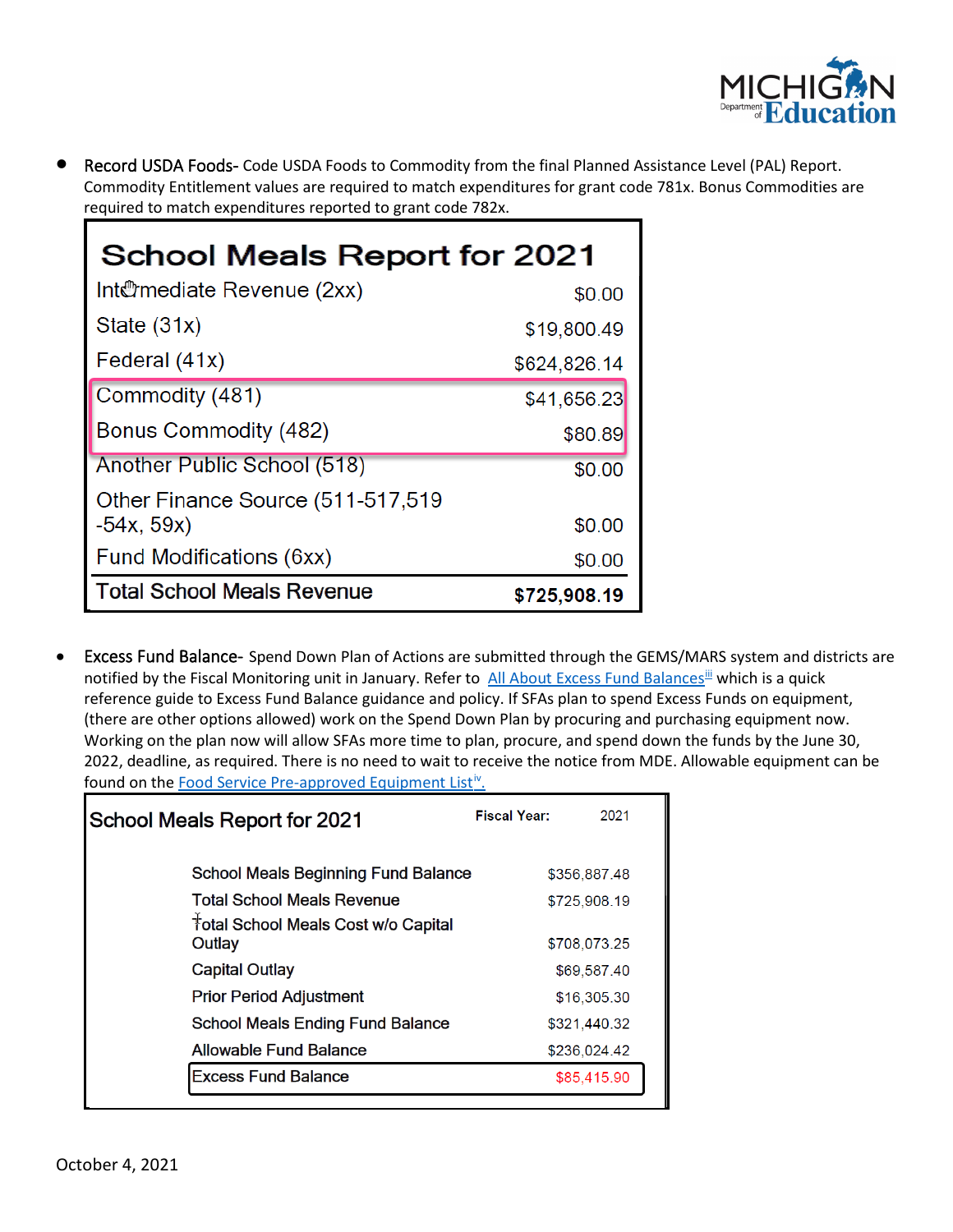- Record USDA Foods- Code USDA Foods to Commodity from the final Planned Assistance Level (PAL) Report. Commodity Entitlement values are required to match expenditures for grant code 781x. Bonus Commodities are required to match expenditures reported to grant code 782x.

| School Meals Report for 2021 | |
|---|---|
| Intermediate Revenue (2xx) | $0.00 |
| State (31x) | $19,800.49 |
| Federal (41x) | $624,826.14 |
| Commodity (481) | $41,656.23 |
| Bonus Commodity (482) | $80.89 |
| Another Public School (518) | $0.00 |
| Other Finance Source (511-517,519 -54x, 59x) | $0.00 |
| Fund Modifications (6xx) | $0.00 |
| **Total School Meals Revenue** | **$725,908.19** |

- Excess Fund Balance- Spend Down Plan of Actions are submitted through the GEMS/MARS system and districts are notified by the Fiscal Monitoring unit in January. Refer to All About Excess Fund Balances[iii] which is a quick reference guide to Excess Fund Balance guidance and policy. If SFAs plan to spend Excess Funds on equipment, (there are other options allowed) work on the Spend Down Plan by procuring and purchasing equipment now. Working on the plan now will allow SFAs more time to plan, procure, and spend down the funds by the June 30, 2022, deadline, as required. There is no need to wait to receive the notice from MDE. Allowable equipment can be found on the Food Service Pre-approved Equipment List[iv].

| School Meals Report for 2021 | Fiscal Year: 2021 |
|---|---|
| School Meals Beginning Fund Balance | $356,887.48 |
| Total School Meals Revenue | $725,908.19 |
| Total School Meals Cost w/o Capital Outlay | $708,073.25 |
| Capital Outlay | $69,587.40 |
| Prior Period Adjustment | $16,305.30 |
| School Meals Ending Fund Balance | $321,440.32 |
| Allowable Fund Balance | $236,024.42 |
| Excess Fund Balance | $85,415.90 |

October 4, 2021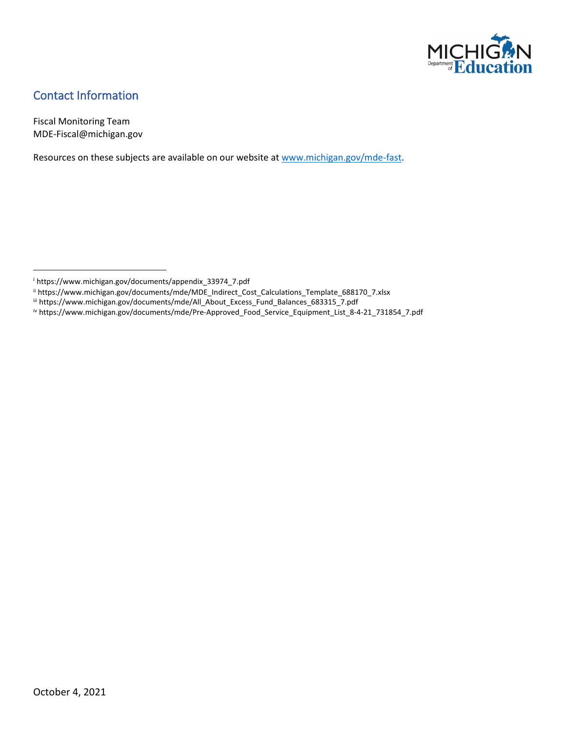## Contact Information

Fiscal Monitoring Team
MDE-Fiscal@michigan.gov

Resources on these subjects are available on our website at [www.michigan.gov/mde-fast](www.michigan.gov/mde-fast).

---

[i] https://www.michigan.gov/documents/appendix_33974_7.pdf

[ii] https://www.michigan.gov/documents/mde/MDE_Indirect_Cost_Calculations_Template_688170_7.xlsx

[iii] https://www.michigan.gov/documents/mde/All_About_Excess_Fund_Balances_683315_7.pdf

[iv] https://www.michigan.gov/documents/mde/Pre-Approved_Food_Service_Equipment_List_8-4-21_731854_7.pdf

October 4, 2021